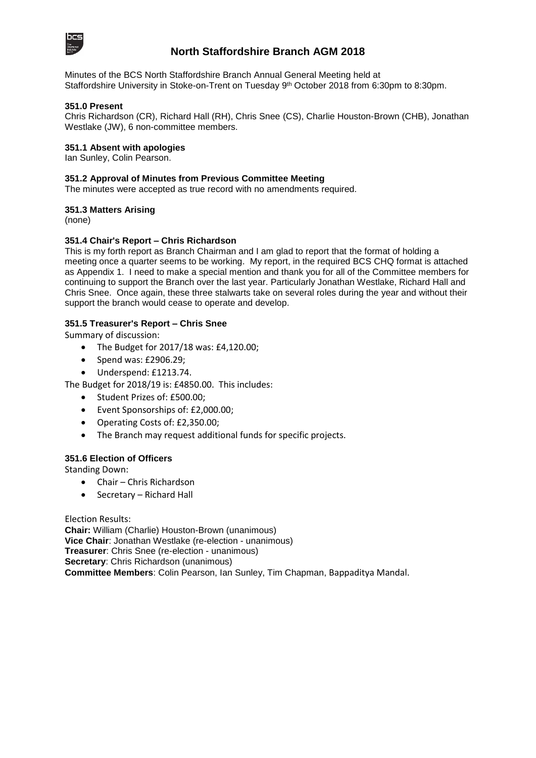# North Staffordshire Branch AGM 2018

Minutes of the BCS North Staffordshire Branch Annual General Meeting held at Staffordshire University in Stoke-on-Trent on Tuesday 9th October 2018 from 6:30pm to 8:30pm.

### 351.0 Present

Chris Richardson (CR), Richard Hall (RH), Chris Snee (CS), Charlie Houston-Brown (CHB), Jonathan Westlake (JW), 6 non-committee members.

### 351.1 Absent with apologies

Ian Sunley, Colin Pearson.

### 351.2 Approval of Minutes from Previous Committee Meeting

The minutes were accepted as true record with no amendments required.

### 351.3 Matters Arising

(none)

### 351.4 Chair's Report – Chris Richardson

This is my forth report as Branch Chairman and I am glad to report that the format of holding a meeting once a quarter seems to be working. My report, in the required BCS CHQ format is attached as Appendix 1. I need to make a special mention and thank you for all of the Committee members for continuing to support the Branch over the last year. Particularly Jonathan Westlake, Richard Hall and Chris Snee. Once again, these three stalwarts take on several roles during the year and without their support the branch would cease to operate and develop.

### 351.5 Treasurer's Report – Chris Snee

Summary of discussion:

- The Budget for 2017/18 was: £4,120.00;
- Spend was: £2906.29;
- Underspend: £1213.74.

The Budget for 2018/19 is: £4850.00. This includes:

- Student Prizes of: £500.00;
- Event Sponsorships of: £2,000.00;
- Operating Costs of: £2,350.00;
- The Branch may request additional funds for specific projects.

### 351.6 Election of Officers

Standing Down:

- Chair – Chris Richardson
- Secretary – Richard Hall

Election Results:

**Chair:** William (Charlie) Houston-Brown (unanimous)
**Vice Chair**: Jonathan Westlake (re-election - unanimous)
**Treasurer**: Chris Snee (re-election - unanimous)
**Secretary**: Chris Richardson (unanimous)
**Committee Members**: Colin Pearson, Ian Sunley, Tim Chapman, Bappaditya Mandal.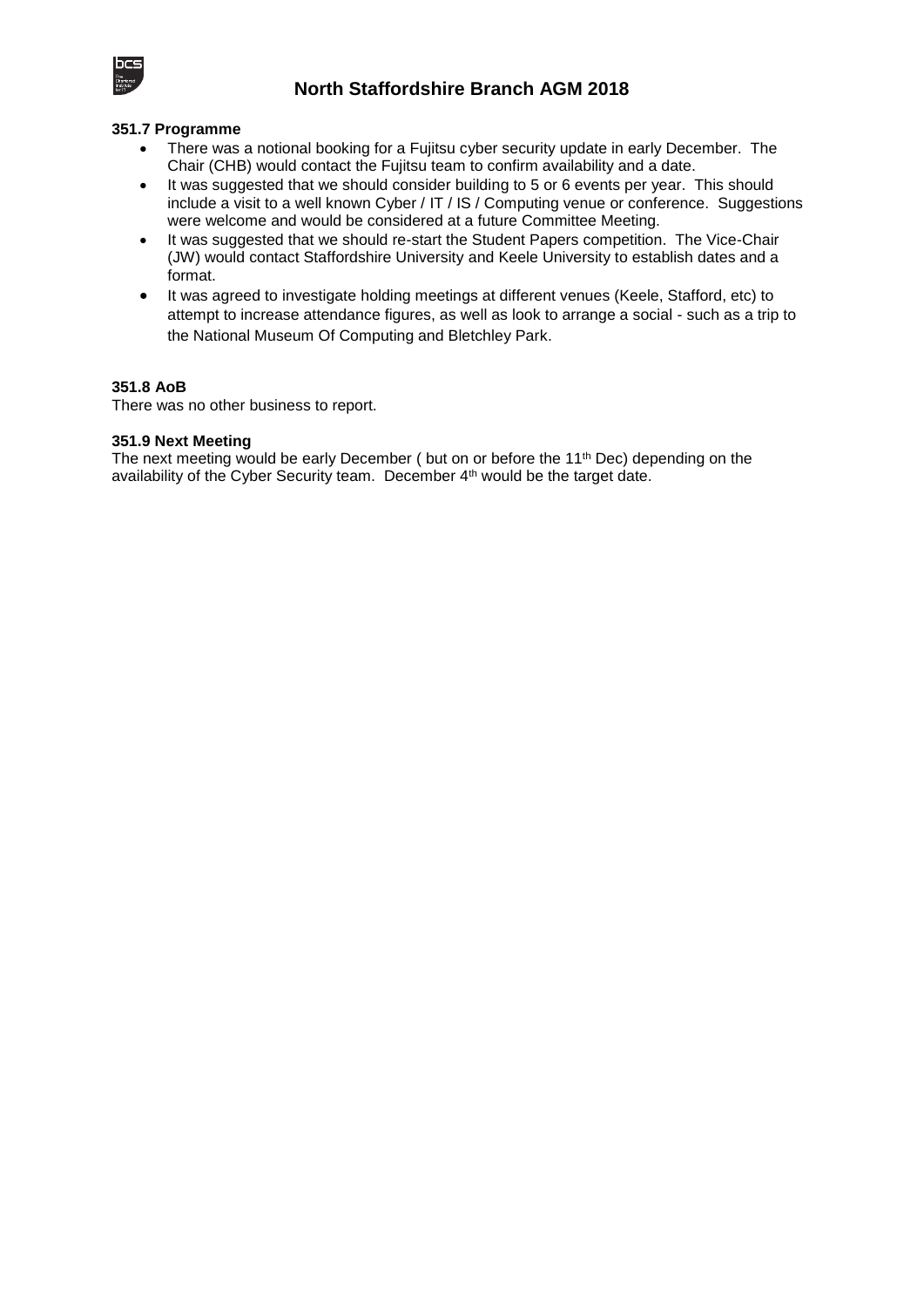### 351.7 Programme

- There was a notional booking for a Fujitsu cyber security update in early December. The Chair (CHB) would contact the Fujitsu team to confirm availability and a date.
- It was suggested that we should consider building to 5 or 6 events per year. This should include a visit to a well known Cyber / IT / IS / Computing venue or conference. Suggestions were welcome and would be considered at a future Committee Meeting.
- It was suggested that we should re-start the Student Papers competition. The Vice-Chair (JW) would contact Staffordshire University and Keele University to establish dates and a format.
- It was agreed to investigate holding meetings at different venues (Keele, Stafford, etc) to attempt to increase attendance figures, as well as look to arrange a social - such as a trip to the National Museum Of Computing and Bletchley Park.

### 351.8 AoB

There was no other business to report.

### 351.9 Next Meeting

The next meeting would be early December ( but on or before the 11th Dec) depending on the availability of the Cyber Security team. December 4th would be the target date.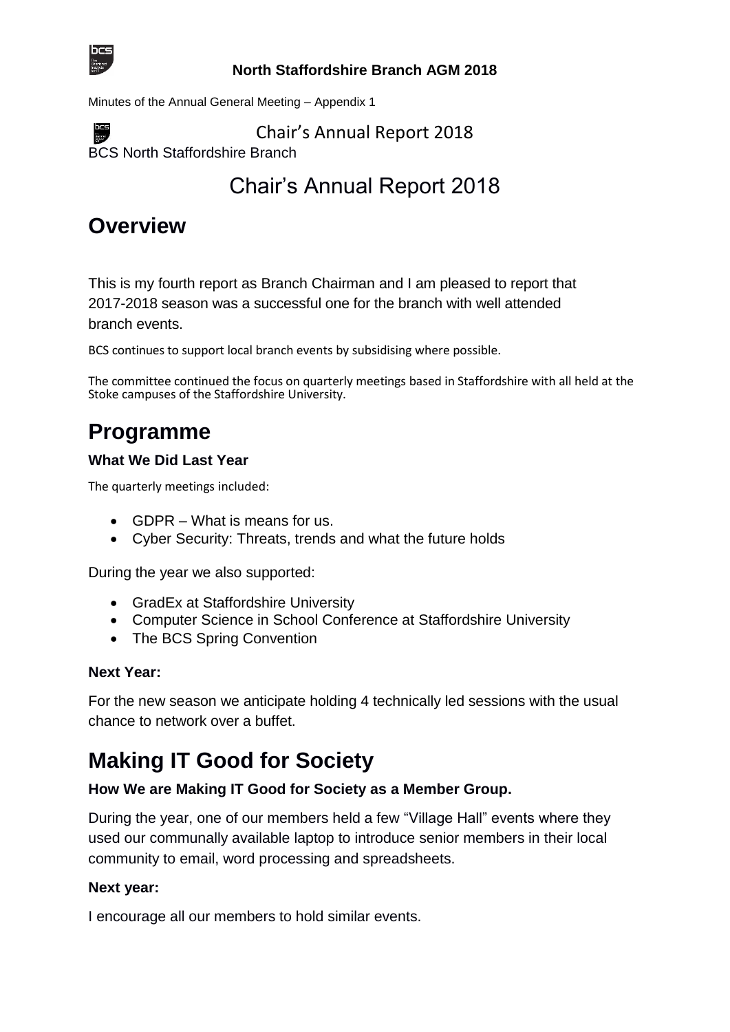**North Staffordshire Branch AGM 2018**

Minutes of the Annual General Meeting – Appendix 1

Chair's Annual Report 2018

BCS North Staffordshire Branch

# Chair's Annual Report 2018

## Overview

This is my fourth report as Branch Chairman and I am pleased to report that 2017-2018 season was a successful one for the branch with well attended branch events.

BCS continues to support local branch events by subsidising where possible.

The committee continued the focus on quarterly meetings based in Staffordshire with all held at the Stoke campuses of the Staffordshire University.

## Programme

**What We Did Last Year**

The quarterly meetings included:

- GDPR – What is means for us.
- Cyber Security: Threats, trends and what the future holds

During the year we also supported:

- GradEx at Staffordshire University
- Computer Science in School Conference at Staffordshire University
- The BCS Spring Convention

**Next Year:**

For the new season we anticipate holding 4 technically led sessions with the usual chance to network over a buffet.

## Making IT Good for Society

**How We are Making IT Good for Society as a Member Group.**

During the year, one of our members held a few "Village Hall" events where they used our communally available laptop to introduce senior members in their local community to email, word processing and spreadsheets.

**Next year:**

I encourage all our members to hold similar events.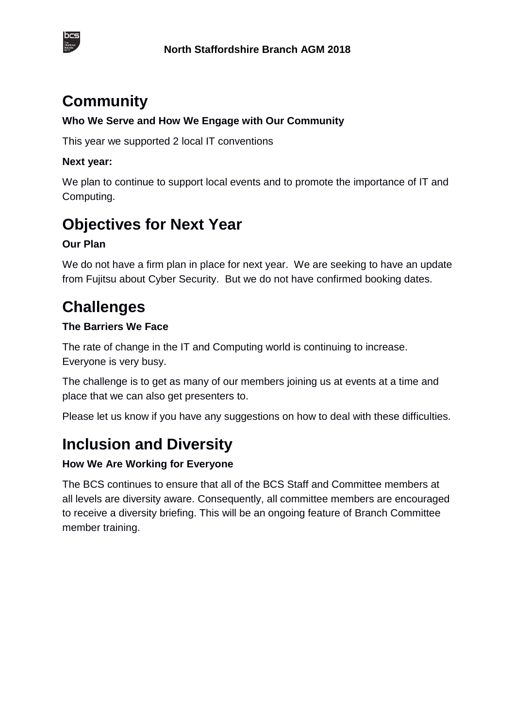## Community

**Who We Serve and How We Engage with Our Community**

This year we supported 2 local IT conventions

**Next year:**

We plan to continue to support local events and to promote the importance of IT and Computing.

## Objectives for Next Year

**Our Plan**

We do not have a firm plan in place for next year. We are seeking to have an update from Fujitsu about Cyber Security. But we do not have confirmed booking dates.

## Challenges

**The Barriers We Face**

The rate of change in the IT and Computing world is continuing to increase. Everyone is very busy.

The challenge is to get as many of our members joining us at events at a time and place that we can also get presenters to.

Please let us know if you have any suggestions on how to deal with these difficulties.

## Inclusion and Diversity

**How We Are Working for Everyone**

The BCS continues to ensure that all of the BCS Staff and Committee members at all levels are diversity aware. Consequently, all committee members are encouraged to receive a diversity briefing. This will be an ongoing feature of Branch Committee member training.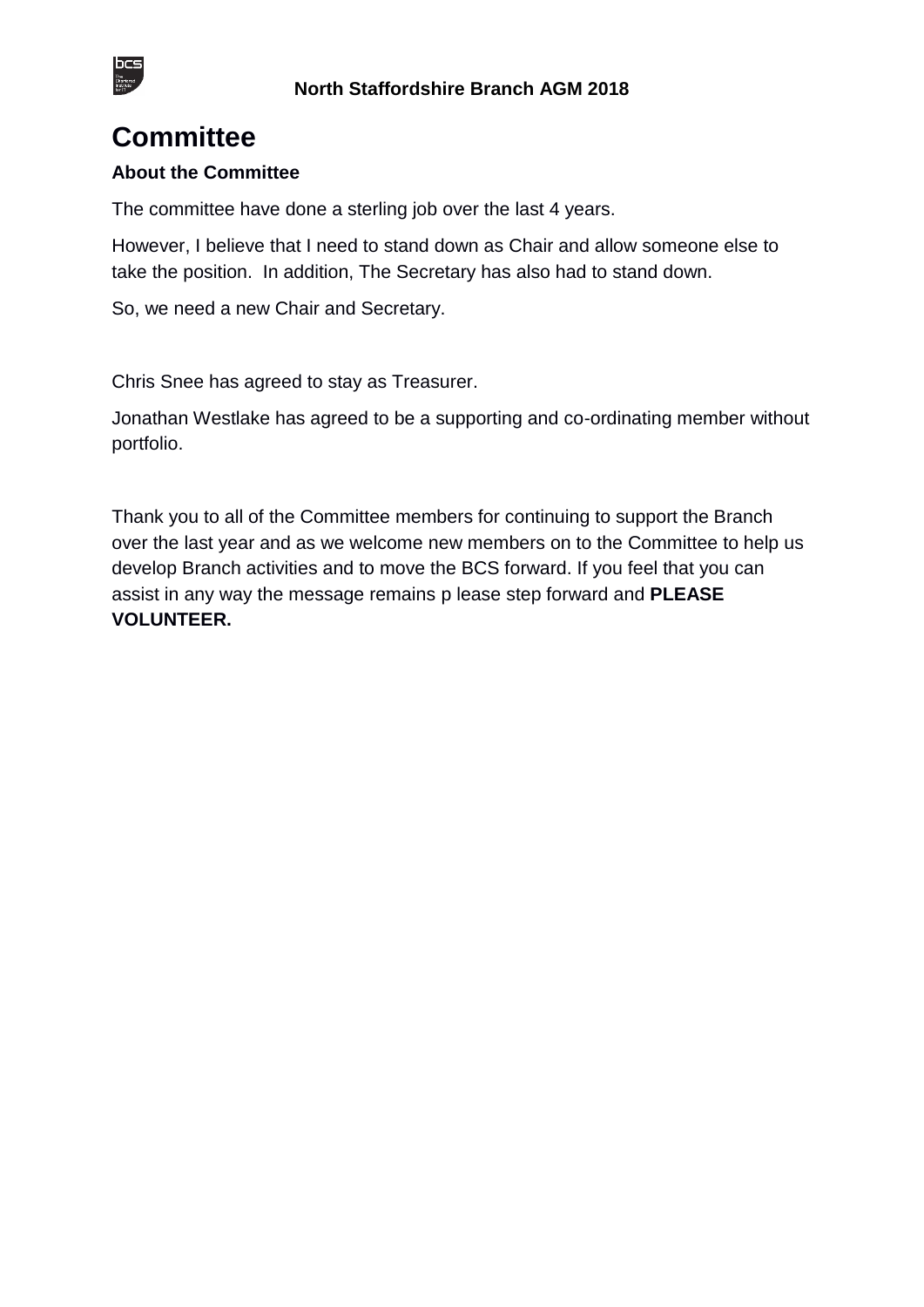# Committee

### About the Committee

The committee have done a sterling job over the last 4 years.

However, I believe that I need to stand down as Chair and allow someone else to take the position. In addition, The Secretary has also had to stand down.

So, we need a new Chair and Secretary.

Chris Snee has agreed to stay as Treasurer.

Jonathan Westlake has agreed to be a supporting and co-ordinating member without portfolio.

Thank you to all of the Committee members for continuing to support the Branch over the last year and as we welcome new members on to the Committee to help us develop Branch activities and to move the BCS forward. If you feel that you can assist in any way the message remains p lease step forward and **PLEASE VOLUNTEER.**